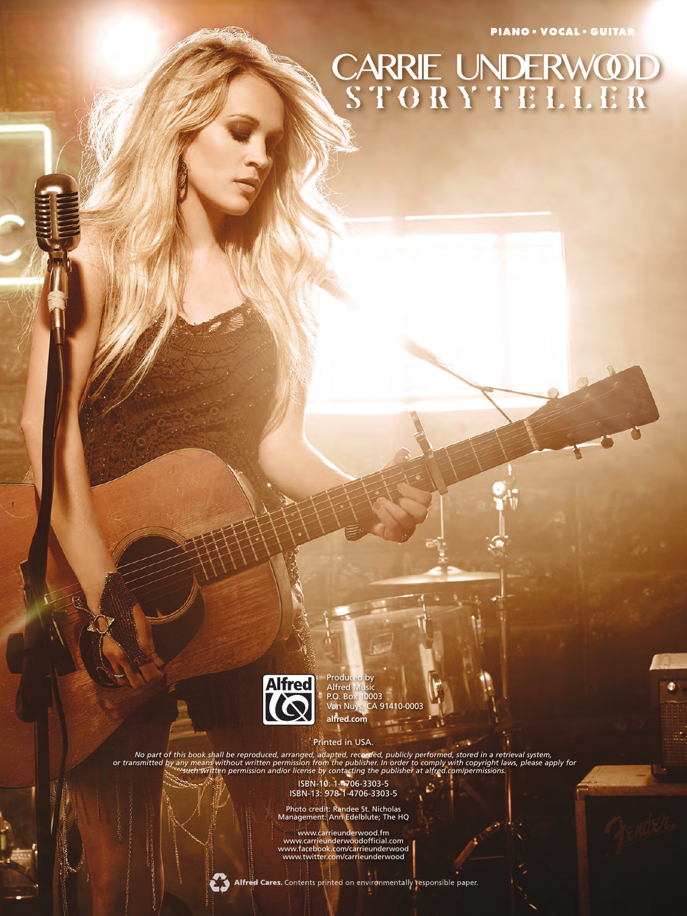PIANO • VOCAL • GUITAR

# CARRIE UNDERWOOD
# STORYTELLER

Produced by
Alfred Music
P.O. Box 10003
Van Nuys, CA 91410-0003
**alfred.com**

Printed in USA.

*No part of this book shall be reproduced, arranged, adapted, recorded, publicly performed, stored in a retrieval system, or transmitted by any means without written permission from the publisher. In order to comply with copyright laws, please apply for such written permission and/or license by contacting the publisher at alfred.com/permissions.*

ISBN-10: 1-4706-3303-5
ISBN-13: 978-1-4706-3303-5

Photo credit: Randee St. Nicholas
Management: Ann Edelblute; The HQ

www.carrieunderwood.fm
www.carrieunderwoodofficial.com
www.facebook.com/carrieunderwood
www.twitter.com/carrieunderwood

**Alfred Cares.** Contents printed on environmentally responsible paper.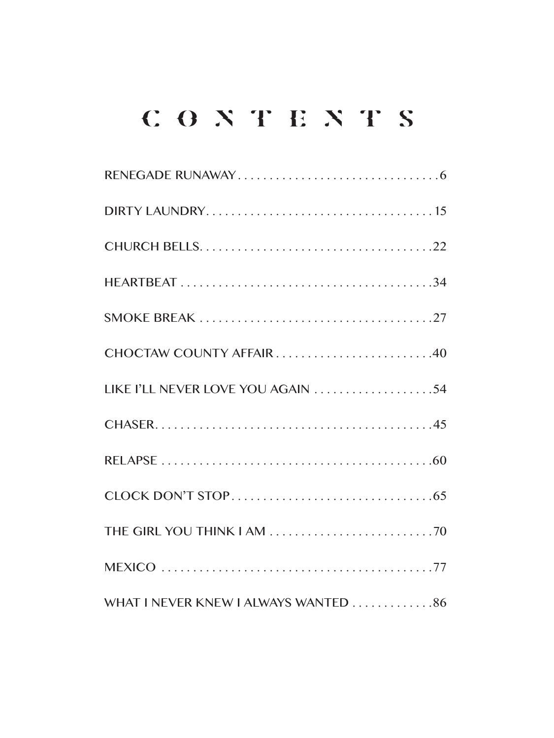# CONTENTS

RENEGADE RUNAWAY . . . . . . . . . . . . . . . . . . . . . . . . . . . . . . . . 6

DIRTY LAUNDRY. . . . . . . . . . . . . . . . . . . . . . . . . . . . . . . . . . . . 15

CHURCH BELLS. . . . . . . . . . . . . . . . . . . . . . . . . . . . . . . . . . . . . 22

HEARTBEAT . . . . . . . . . . . . . . . . . . . . . . . . . . . . . . . . . . . . . . . 34

SMOKE BREAK . . . . . . . . . . . . . . . . . . . . . . . . . . . . . . . . . . . . . 27

CHOCTAW COUNTY AFFAIR . . . . . . . . . . . . . . . . . . . . . . . . . 40

LIKE I'LL NEVER LOVE YOU AGAIN . . . . . . . . . . . . . . . . . . . . 54

CHASER. . . . . . . . . . . . . . . . . . . . . . . . . . . . . . . . . . . . . . . . . . . 45

RELAPSE . . . . . . . . . . . . . . . . . . . . . . . . . . . . . . . . . . . . . . . . . . 60

CLOCK DON'T STOP . . . . . . . . . . . . . . . . . . . . . . . . . . . . . . . . 65

THE GIRL YOU THINK I AM . . . . . . . . . . . . . . . . . . . . . . . . . . 70

MEXICO . . . . . . . . . . . . . . . . . . . . . . . . . . . . . . . . . . . . . . . . . . . 77

WHAT I NEVER KNEW I ALWAYS WANTED . . . . . . . . . . . . . 86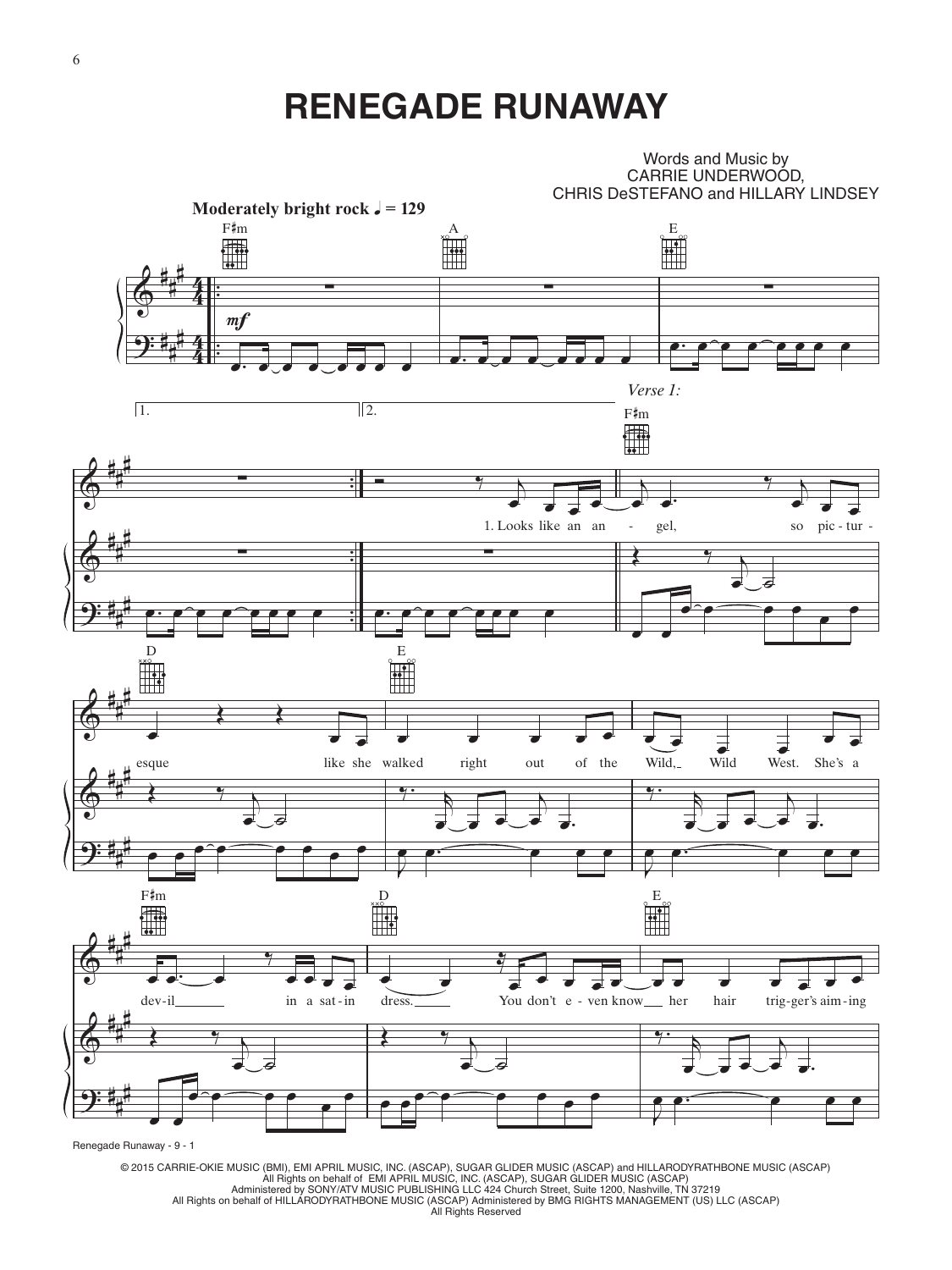# RENEGADE RUNAWAY

Words and Music by
CARRIE UNDERWOOD,
CHRIS DeSTEFANO and HILLARY LINDSEY

**Moderately bright rock** ♩ = 129

F♯m A E

*mf*

1. 2.

*Verse 1:*

F♯m

1. Looks like an an - gel, so pic - tur -

D E

esque like she walked right out of the Wild, Wild West. She's a

F♯m D E

dev - il in a sat - in dress. You don't e - ven know her hair trig - ger's aim - ing

© 2015 CARRIE-OKIE MUSIC (BMI), EMI APRIL MUSIC, INC. (ASCAP), SUGAR GLIDER MUSIC (ASCAP) and HILLARODYRATHBONE MUSIC (ASCAP)
All Rights on behalf of EMI APRIL MUSIC, INC. (ASCAP), SUGAR GLIDER MUSIC (ASCAP)
Administered by SONY/ATV MUSIC PUBLISHING LLC 424 Church Street, Suite 1200, Nashville, TN 37219
All Rights on behalf of HILLARODYRATHBONE MUSIC (ASCAP) Administered by BMG RIGHTS MANAGEMENT (US) LLC (ASCAP)
All Rights Reserved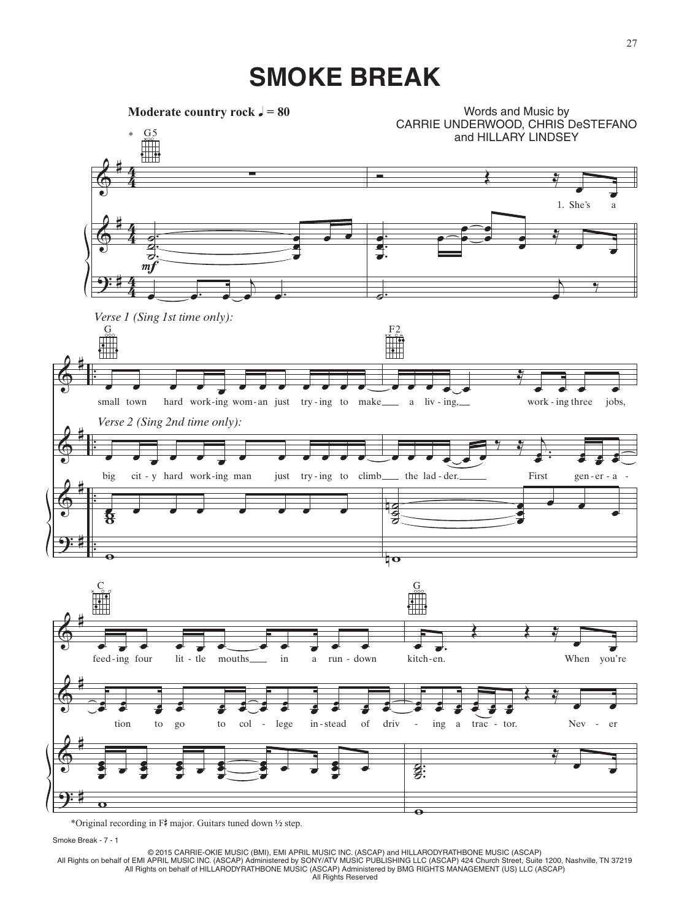# SMOKE BREAK

**Moderate country rock ♩ = 80**

Words and Music by
CARRIE UNDERWOOD, CHRIS DeSTEFANO
and HILLARY LINDSEY

\* G5

1. She's a

*Verse 1 (Sing 1st time only):*

G F2

small town hard work-ing wom-an just try-ing to make a liv-ing, work-ing three jobs,

*Verse 2 (Sing 2nd time only):*

big cit-y hard work-ing man just try-ing to climb the lad-der. First gen-er-a-

C G

feed-ing four lit-tle mouths in a run-down kitch-en. When you're

tion to go to col-lege in-stead of driv-ing a trac-tor. Nev-er

\*Original recording in F♯ major. Guitars tuned down ½ step.

© 2015 CARRIE-OKIE MUSIC (BMI), EMI APRIL MUSIC INC. (ASCAP) and HILLARODYRATHBONE MUSIC (ASCAP)
All Rights on behalf of EMI APRIL MUSIC INC. (ASCAP) Administered by SONY/ATV MUSIC PUBLISHING LLC (ASCAP) 424 Church Street, Suite 1200, Nashville, TN 37219
All Rights on behalf of HILLARODYRATHBONE MUSIC (ASCAP) Administered by BMG RIGHTS MANAGEMENT (US) LLC (ASCAP)
All Rights Reserved